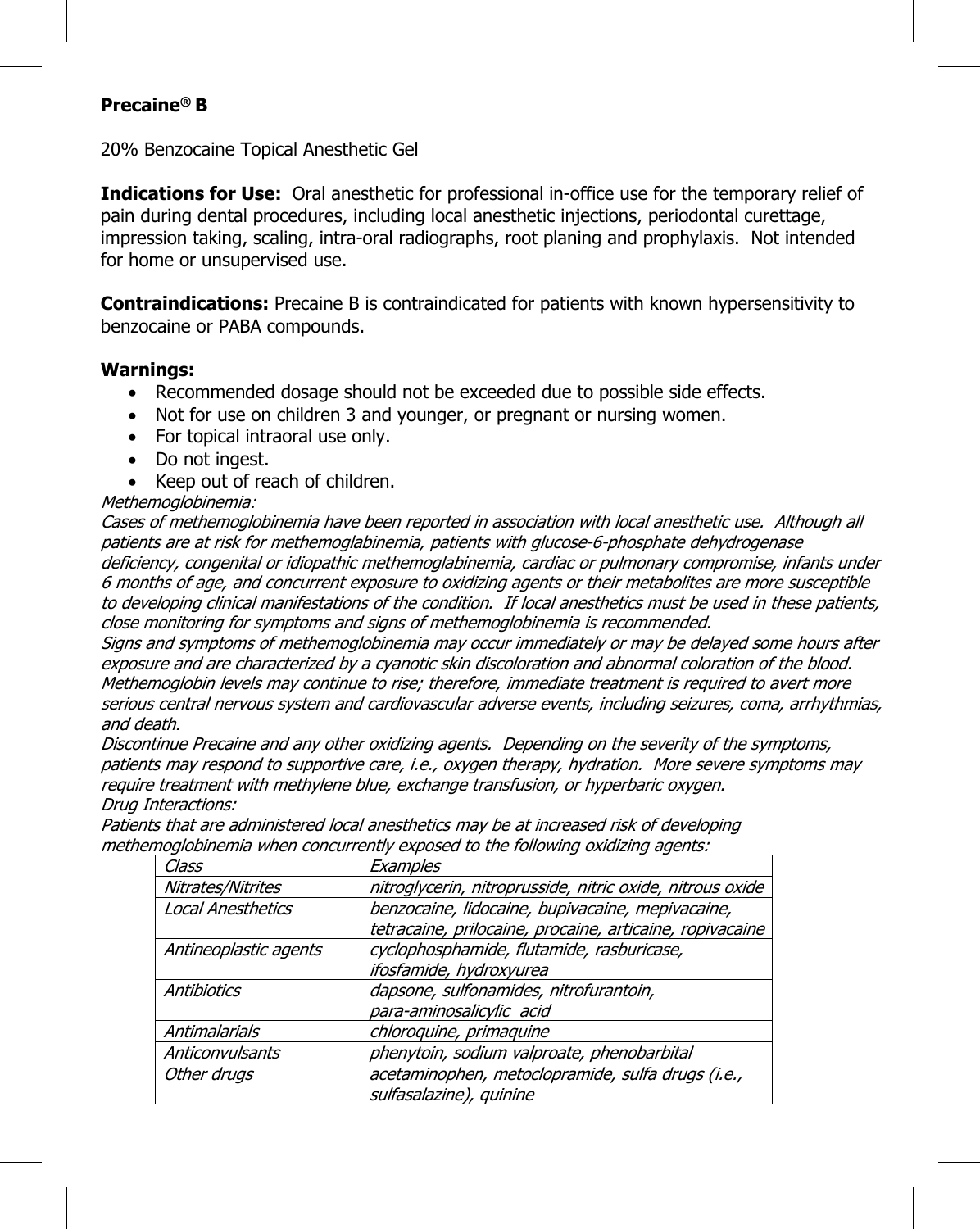**Precaine® B**

20% Benzocaine Topical Anesthetic Gel

**Indications for Use:** Oral anesthetic for professional in-office use for the temporary relief of pain during dental procedures, including local anesthetic injections, periodontal curettage, impression taking, scaling, intra-oral radiographs, root planing and prophylaxis. Not intended for home or unsupervised use.

**Contraindications:** Precaine B is contraindicated for patients with known hypersensitivity to benzocaine or PABA compounds.

**Warnings:**

- Recommended dosage should not be exceeded due to possible side effects.
- Not for use on children 3 and younger, or pregnant or nursing women.
- For topical intraoral use only.
- Do not ingest.
- Keep out of reach of children.

*Methemoglobinemia:*
*Cases of methemoglobinemia have been reported in association with local anesthetic use. Although all patients are at risk for methemoglabinemia, patients with glucose-6-phosphate dehydrogenase deficiency, congenital or idiopathic methemoglabinemia, cardiac or pulmonary compromise, infants under 6 months of age, and concurrent exposure to oxidizing agents or their metabolites are more susceptible to developing clinical manifestations of the condition. If local anesthetics must be used in these patients, close monitoring for symptoms and signs of methemoglobinemia is recommended.*
*Signs and symptoms of methemoglobinemia may occur immediately or may be delayed some hours after exposure and are characterized by a cyanotic skin discoloration and abnormal coloration of the blood. Methemoglobin levels may continue to rise; therefore, immediate treatment is required to avert more serious central nervous system and cardiovascular adverse events, including seizures, coma, arrhythmias, and death.*
*Discontinue Precaine and any other oxidizing agents. Depending on the severity of the symptoms, patients may respond to supportive care, i.e., oxygen therapy, hydration. More severe symptoms may require treatment with methylene blue, exchange transfusion, or hyperbaric oxygen.*
*Drug Interactions:*
*Patients that are administered local anesthetics may be at increased risk of developing methemoglobinemia when concurrently exposed to the following oxidizing agents:*

| *Class* | *Examples* |
|---|---|
| *Nitrates/Nitrites* | *nitroglycerin, nitroprusside, nitric oxide, nitrous oxide* |
| *Local Anesthetics* | *benzocaine, lidocaine, bupivacaine, mepivacaine, tetracaine, prilocaine, procaine, articaine, ropivacaine* |
| *Antineoplastic agents* | *cyclophosphamide, flutamide, rasburicase, ifosfamide, hydroxyurea* |
| *Antibiotics* | *dapsone, sulfonamides, nitrofurantoin, para-aminosalicylic acid* |
| *Antimalarials* | *chloroquine, primaquine* |
| *Anticonvulsants* | *phenytoin, sodium valproate, phenobarbital* |
| *Other drugs* | *acetaminophen, metoclopramide, sulfa drugs (i.e., sulfasalazine), quinine* |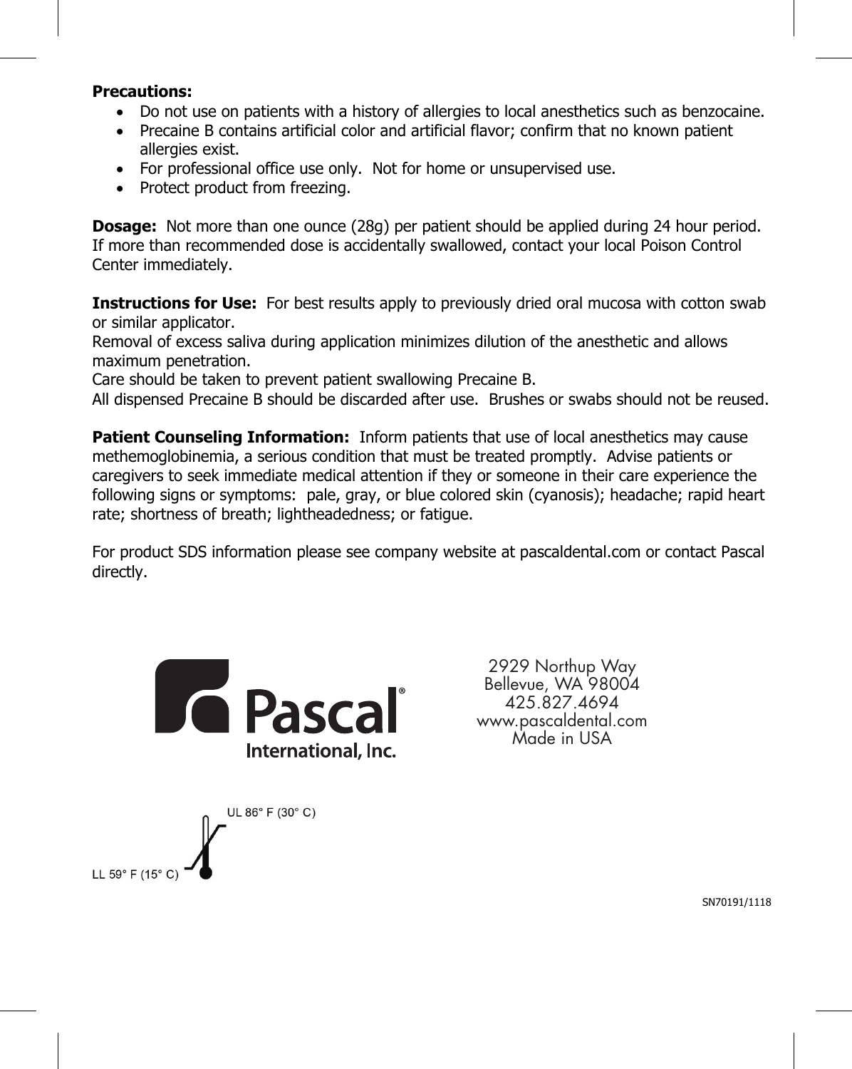**Precautions:**

- Do not use on patients with a history of allergies to local anesthetics such as benzocaine.
- Precaine B contains artificial color and artificial flavor; confirm that no known patient allergies exist.
- For professional office use only. Not for home or unsupervised use.
- Protect product from freezing.

**Dosage:** Not more than one ounce (28g) per patient should be applied during 24 hour period. If more than recommended dose is accidentally swallowed, contact your local Poison Control Center immediately.

**Instructions for Use:** For best results apply to previously dried oral mucosa with cotton swab or similar applicator.
Removal of excess saliva during application minimizes dilution of the anesthetic and allows maximum penetration.
Care should be taken to prevent patient swallowing Precaine B.
All dispensed Precaine B should be discarded after use. Brushes or swabs should not be reused.

**Patient Counseling Information:** Inform patients that use of local anesthetics may cause methemoglobinemia, a serious condition that must be treated promptly. Advise patients or caregivers to seek immediate medical attention if they or someone in their care experience the following signs or symptoms: pale, gray, or blue colored skin (cyanosis); headache; rapid heart rate; shortness of breath; lightheadedness; or fatigue.

For product SDS information please see company website at pascaldental.com or contact Pascal directly.

Pascal® International, Inc.

2929 Northup Way
Bellevue, WA 98004
425.827.4694
www.pascaldental.com
Made in USA

UL 86° F (30° C)
LL 59° F (15° C)

SN70191/1118